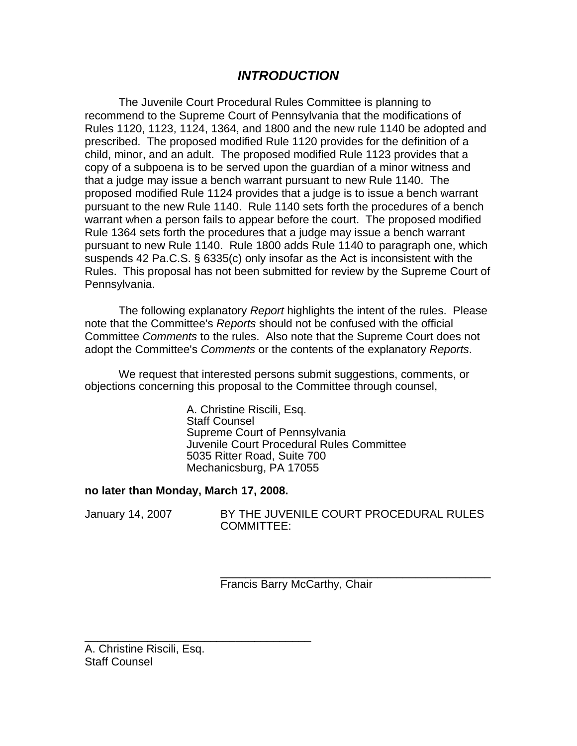# *INTRODUCTION*

The Juvenile Court Procedural Rules Committee is planning to recommend to the Supreme Court of Pennsylvania that the modifications of Rules 1120, 1123, 1124, 1364, and 1800 and the new rule 1140 be adopted and prescribed. The proposed modified Rule 1120 provides for the definition of a child, minor, and an adult. The proposed modified Rule 1123 provides that a copy of a subpoena is to be served upon the guardian of a minor witness and that a judge may issue a bench warrant pursuant to new Rule 1140. The proposed modified Rule 1124 provides that a judge is to issue a bench warrant pursuant to the new Rule 1140. Rule 1140 sets forth the procedures of a bench warrant when a person fails to appear before the court. The proposed modified Rule 1364 sets forth the procedures that a judge may issue a bench warrant pursuant to new Rule 1140. Rule 1800 adds Rule 1140 to paragraph one, which suspends 42 Pa.C.S. § 6335(c) only insofar as the Act is inconsistent with the Rules. This proposal has not been submitted for review by the Supreme Court of Pennsylvania.

The following explanatory *Report* highlights the intent of the rules. Please note that the Committee's *Reports* should not be confused with the official Committee *Comments* to the rules. Also note that the Supreme Court does not adopt the Committee's *Comments* or the contents of the explanatory *Reports*.

We request that interested persons submit suggestions, comments, or objections concerning this proposal to the Committee through counsel,

A. Christine Riscili, Esq.
Staff Counsel
Supreme Court of Pennsylvania
Juvenile Court Procedural Rules Committee
5035 Ritter Road, Suite 700
Mechanicsburg, PA 17055

**no later than Monday, March 17, 2008.**

January 14, 2007 BY THE JUVENILE COURT PROCEDURAL RULES COMMITTEE:

\_\_\_\_\_\_\_\_\_\_\_\_\_\_\_\_\_\_\_\_\_\_\_\_\_\_\_\_\_\_\_\_\_\_\_\_\_\_\_\_\_\_\_\_
Francis Barry McCarthy, Chair

\_\_\_\_\_\_\_\_\_\_\_\_\_\_\_\_\_\_\_\_\_\_\_\_\_\_\_\_\_\_\_\_\_\_\_\_\_\_
A. Christine Riscili, Esq.
Staff Counsel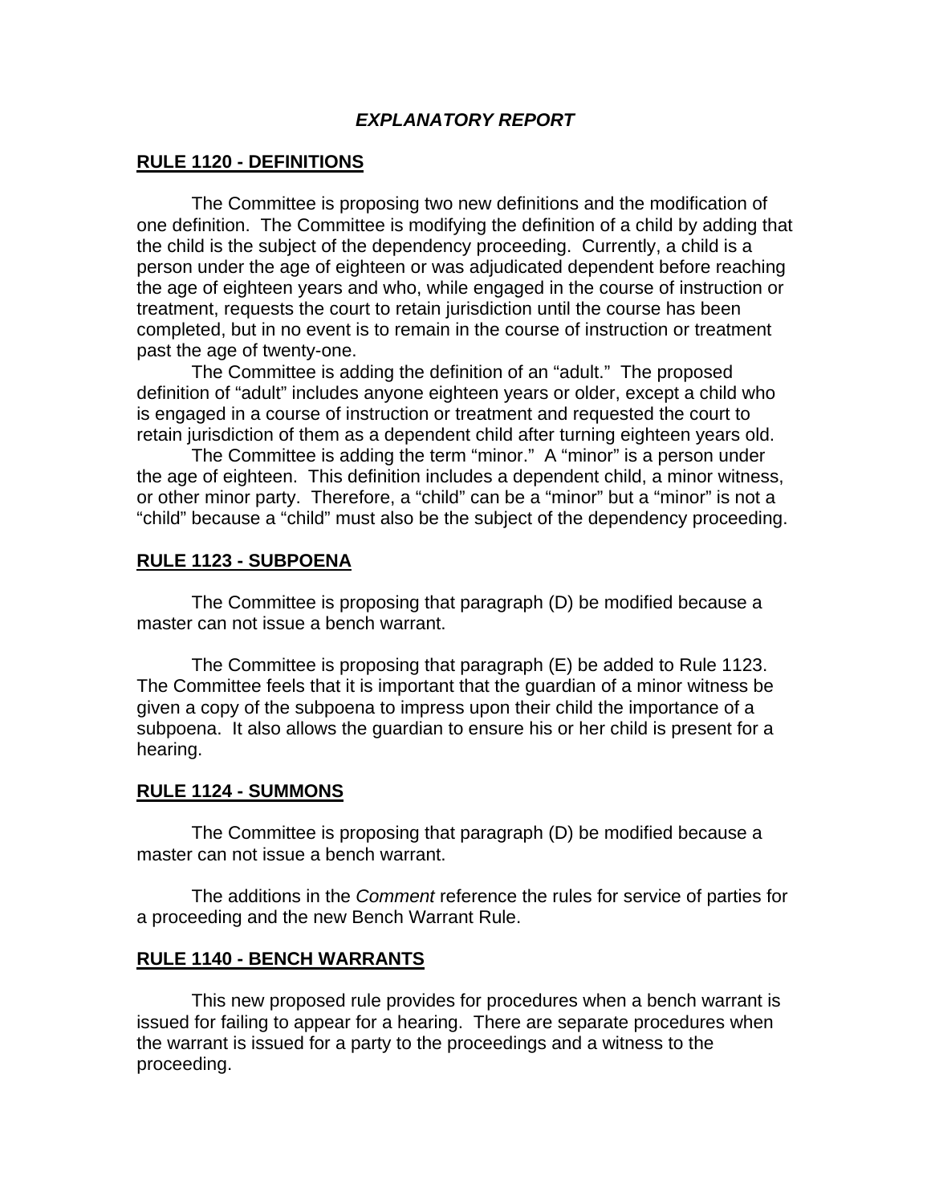## *EXPLANATORY REPORT*

### RULE 1120 - DEFINITIONS

The Committee is proposing two new definitions and the modification of one definition. The Committee is modifying the definition of a child by adding that the child is the subject of the dependency proceeding. Currently, a child is a person under the age of eighteen or was adjudicated dependent before reaching the age of eighteen years and who, while engaged in the course of instruction or treatment, requests the court to retain jurisdiction until the course has been completed, but in no event is to remain in the course of instruction or treatment past the age of twenty-one.

The Committee is adding the definition of an "adult." The proposed definition of "adult" includes anyone eighteen years or older, except a child who is engaged in a course of instruction or treatment and requested the court to retain jurisdiction of them as a dependent child after turning eighteen years old.

The Committee is adding the term "minor." A "minor" is a person under the age of eighteen. This definition includes a dependent child, a minor witness, or other minor party. Therefore, a "child" can be a "minor" but a "minor" is not a "child" because a "child" must also be the subject of the dependency proceeding.

### RULE 1123 - SUBPOENA

The Committee is proposing that paragraph (D) be modified because a master can not issue a bench warrant.

The Committee is proposing that paragraph (E) be added to Rule 1123. The Committee feels that it is important that the guardian of a minor witness be given a copy of the subpoena to impress upon their child the importance of a subpoena. It also allows the guardian to ensure his or her child is present for a hearing.

### RULE 1124 - SUMMONS

The Committee is proposing that paragraph (D) be modified because a master can not issue a bench warrant.

The additions in the *Comment* reference the rules for service of parties for a proceeding and the new Bench Warrant Rule.

### RULE 1140 - BENCH WARRANTS

This new proposed rule provides for procedures when a bench warrant is issued for failing to appear for a hearing. There are separate procedures when the warrant is issued for a party to the proceedings and a witness to the proceeding.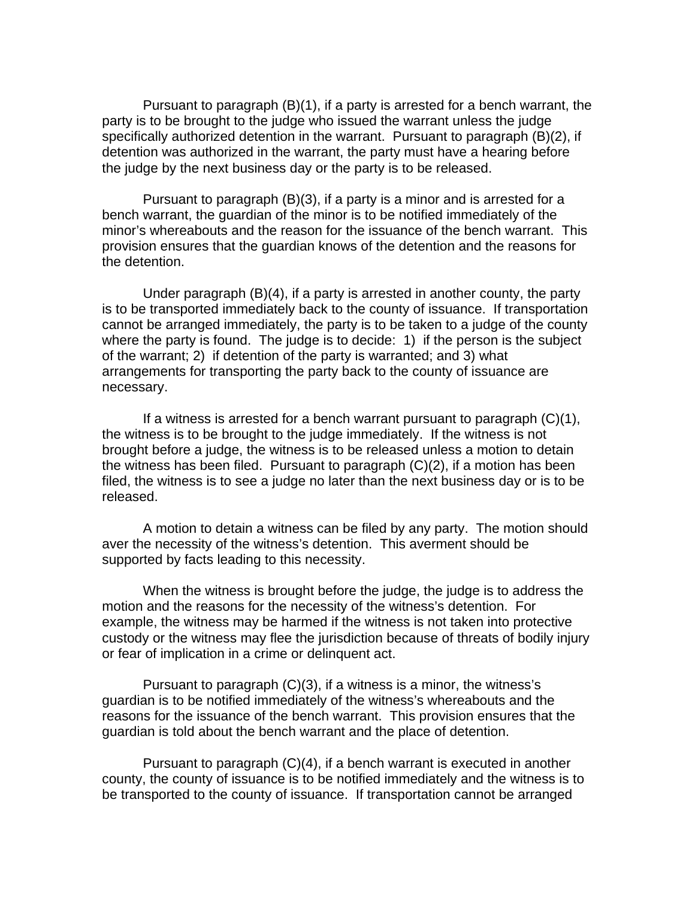Pursuant to paragraph (B)(1), if a party is arrested for a bench warrant, the party is to be brought to the judge who issued the warrant unless the judge specifically authorized detention in the warrant. Pursuant to paragraph (B)(2), if detention was authorized in the warrant, the party must have a hearing before the judge by the next business day or the party is to be released.

Pursuant to paragraph (B)(3), if a party is a minor and is arrested for a bench warrant, the guardian of the minor is to be notified immediately of the minor's whereabouts and the reason for the issuance of the bench warrant. This provision ensures that the guardian knows of the detention and the reasons for the detention.

Under paragraph (B)(4), if a party is arrested in another county, the party is to be transported immediately back to the county of issuance. If transportation cannot be arranged immediately, the party is to be taken to a judge of the county where the party is found. The judge is to decide: 1) if the person is the subject of the warrant; 2) if detention of the party is warranted; and 3) what arrangements for transporting the party back to the county of issuance are necessary.

If a witness is arrested for a bench warrant pursuant to paragraph (C)(1), the witness is to be brought to the judge immediately. If the witness is not brought before a judge, the witness is to be released unless a motion to detain the witness has been filed. Pursuant to paragraph (C)(2), if a motion has been filed, the witness is to see a judge no later than the next business day or is to be released.

A motion to detain a witness can be filed by any party. The motion should aver the necessity of the witness's detention. This averment should be supported by facts leading to this necessity.

When the witness is brought before the judge, the judge is to address the motion and the reasons for the necessity of the witness's detention. For example, the witness may be harmed if the witness is not taken into protective custody or the witness may flee the jurisdiction because of threats of bodily injury or fear of implication in a crime or delinquent act.

Pursuant to paragraph (C)(3), if a witness is a minor, the witness's guardian is to be notified immediately of the witness's whereabouts and the reasons for the issuance of the bench warrant. This provision ensures that the guardian is told about the bench warrant and the place of detention.

Pursuant to paragraph (C)(4), if a bench warrant is executed in another county, the county of issuance is to be notified immediately and the witness is to be transported to the county of issuance. If transportation cannot be arranged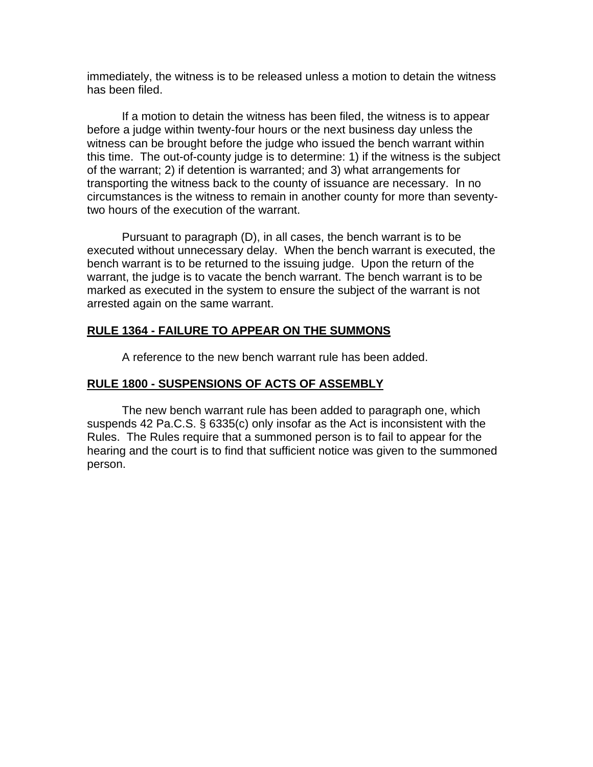immediately, the witness is to be released unless a motion to detain the witness has been filed.

If a motion to detain the witness has been filed, the witness is to appear before a judge within twenty-four hours or the next business day unless the witness can be brought before the judge who issued the bench warrant within this time. The out-of-county judge is to determine: 1) if the witness is the subject of the warrant; 2) if detention is warranted; and 3) what arrangements for transporting the witness back to the county of issuance are necessary. In no circumstances is the witness to remain in another county for more than seventy-two hours of the execution of the warrant.

Pursuant to paragraph (D), in all cases, the bench warrant is to be executed without unnecessary delay. When the bench warrant is executed, the bench warrant is to be returned to the issuing judge. Upon the return of the warrant, the judge is to vacate the bench warrant. The bench warrant is to be marked as executed in the system to ensure the subject of the warrant is not arrested again on the same warrant.

## RULE 1364 - FAILURE TO APPEAR ON THE SUMMONS

A reference to the new bench warrant rule has been added.

## RULE 1800 - SUSPENSIONS OF ACTS OF ASSEMBLY

The new bench warrant rule has been added to paragraph one, which suspends 42 Pa.C.S. § 6335(c) only insofar as the Act is inconsistent with the Rules. The Rules require that a summoned person is to fail to appear for the hearing and the court is to find that sufficient notice was given to the summoned person.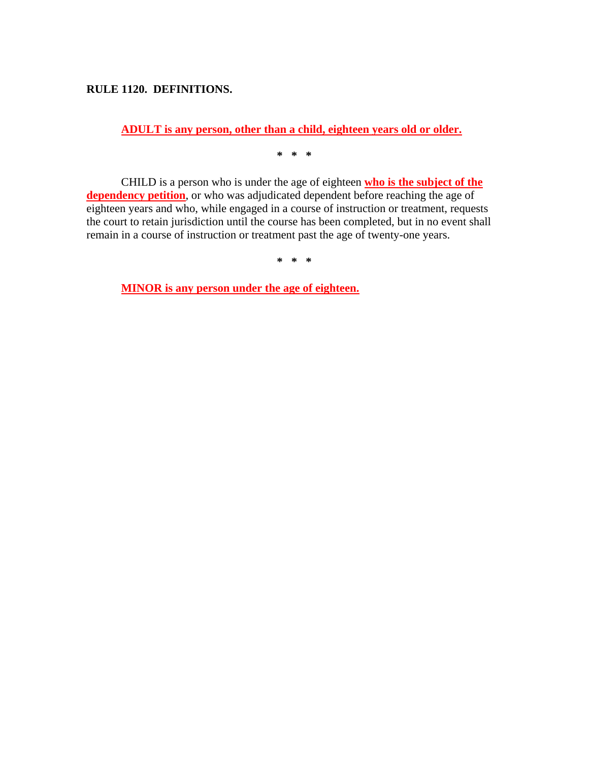**RULE 1120. DEFINITIONS.**

**ADULT is any person, other than a child, eighteen years old or older.**

\* \* \*

CHILD is a person who is under the age of eighteen **who is the subject of the dependency petition**, or who was adjudicated dependent before reaching the age of eighteen years and who, while engaged in a course of instruction or treatment, requests the court to retain jurisdiction until the course has been completed, but in no event shall remain in a course of instruction or treatment past the age of twenty-one years.

\* \* \*

**MINOR is any person under the age of eighteen.**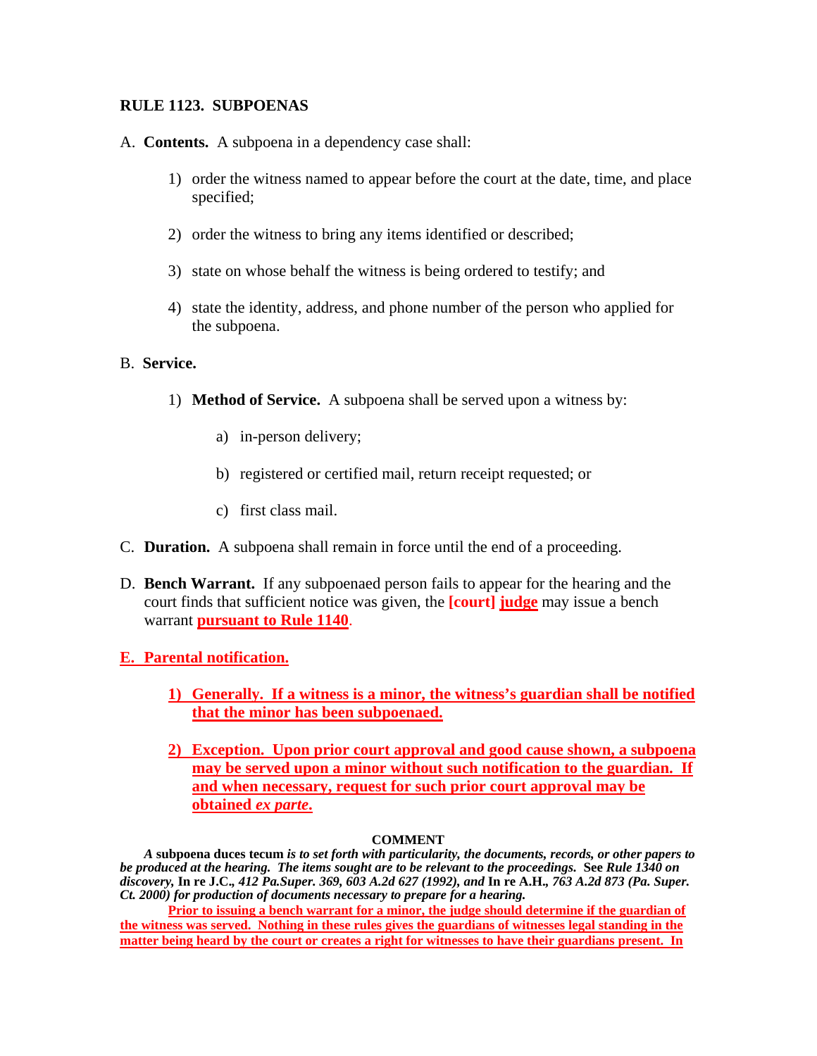## RULE 1123. SUBPOENAS

A. **Contents.** A subpoena in a dependency case shall:

1) order the witness named to appear before the court at the date, time, and place specified;

2) order the witness to bring any items identified or described;

3) state on whose behalf the witness is being ordered to testify; and

4) state the identity, address, and phone number of the person who applied for the subpoena.

B. **Service.**

1) **Method of Service.** A subpoena shall be served upon a witness by:

a) in-person delivery;

b) registered or certified mail, return receipt requested; or

c) first class mail.

C. **Duration.** A subpoena shall remain in force until the end of a proceeding.

D. **Bench Warrant.** If any subpoenaed person fails to appear for the hearing and the court finds that sufficient notice was given, the **[court]** **judge** may issue a bench warrant **pursuant to Rule 1140**.

**E. Parental notification.**

**1) Generally. If a witness is a minor, the witness's guardian shall be notified that the minor has been subpoenaed.**

**2) Exception. Upon prior court approval and good cause shown, a subpoena may be served upon a minor without such notification to the guardian. If and when necessary, request for such prior court approval may be obtained *ex parte*.**

**COMMENT**

*A* **subpoena duces tecum** *is to set forth with particularity, the documents, records, or other papers to be produced at the hearing. The items sought are to be relevant to the proceedings.* **See** *Rule 1340 on discovery,* **In re J.C.**, *412 Pa.Super. 369, 603 A.2d 627 (1992), and* **In re A.H.**, *763 A.2d 873 (Pa. Super. Ct. 2000) for production of documents necessary to prepare for a hearing.*

**Prior to issuing a bench warrant for a minor, the judge should determine if the guardian of the witness was served. Nothing in these rules gives the guardians of witnesses legal standing in the matter being heard by the court or creates a right for witnesses to have their guardians present. In**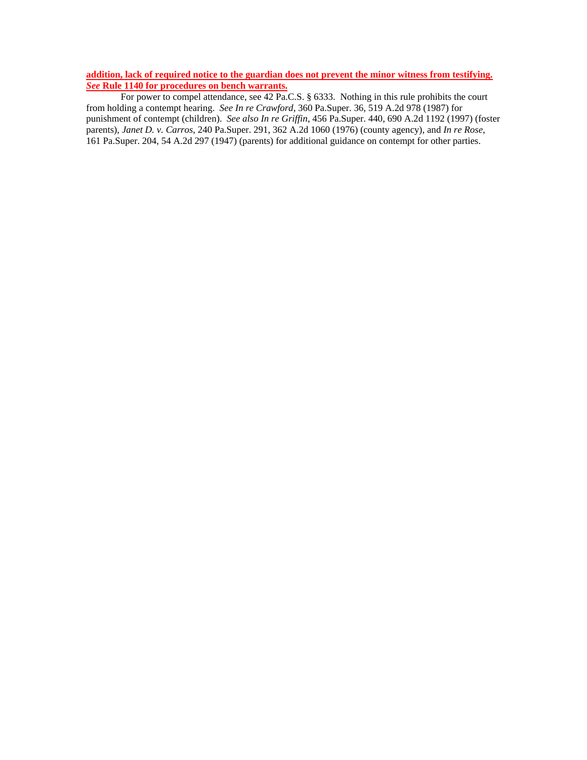**addition, lack of required notice to the guardian does not prevent the minor witness from testifying. *See* Rule 1140 for procedures on bench warrants.**

For power to compel attendance, see 42 Pa.C.S. § 6333. Nothing in this rule prohibits the court from holding a contempt hearing. *See In re Crawford*, 360 Pa.Super. 36, 519 A.2d 978 (1987) for punishment of contempt (children). *See also In re Griffin*, 456 Pa.Super. 440, 690 A.2d 1192 (1997) (foster parents), *Janet D. v. Carros*, 240 Pa.Super. 291, 362 A.2d 1060 (1976) (county agency), and *In re Rose*, 161 Pa.Super. 204, 54 A.2d 297 (1947) (parents) for additional guidance on contempt for other parties.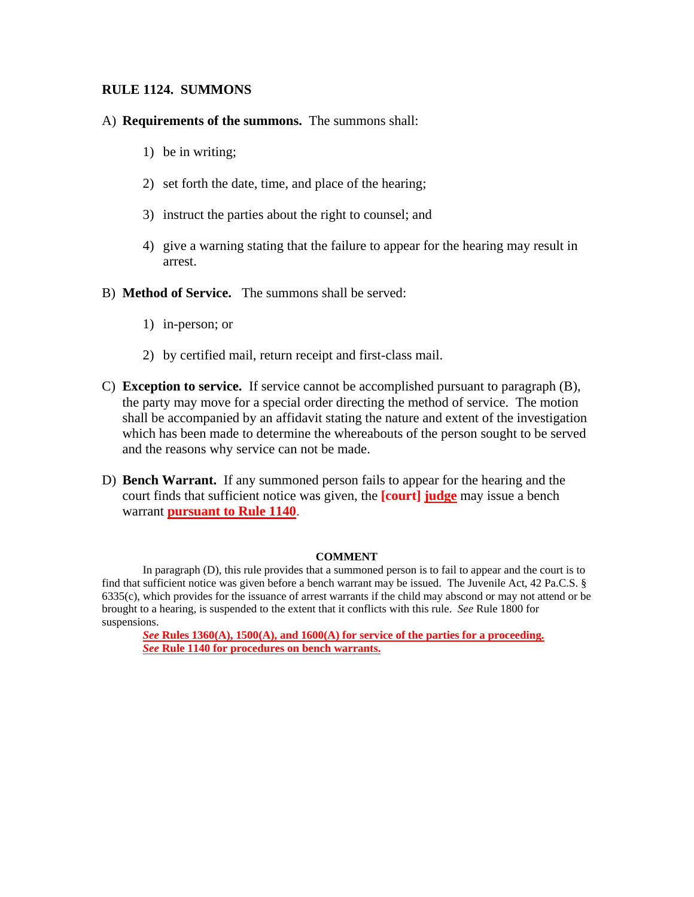## RULE 1124. SUMMONS

A) **Requirements of the summons.** The summons shall:

1) be in writing;

2) set forth the date, time, and place of the hearing;

3) instruct the parties about the right to counsel; and

4) give a warning stating that the failure to appear for the hearing may result in arrest.

B) **Method of Service.** The summons shall be served:

1) in-person; or

2) by certified mail, return receipt and first-class mail.

C) **Exception to service.** If service cannot be accomplished pursuant to paragraph (B), the party may move for a special order directing the method of service. The motion shall be accompanied by an affidavit stating the nature and extent of the investigation which has been made to determine the whereabouts of the person sought to be served and the reasons why service can not be made.

D) **Bench Warrant.** If any summoned person fails to appear for the hearing and the court finds that sufficient notice was given, the **[court]** **judge** may issue a bench warrant **pursuant to Rule 1140**.

**COMMENT**

In paragraph (D), this rule provides that a summoned person is to fail to appear and the court is to find that sufficient notice was given before a bench warrant may be issued. The Juvenile Act, 42 Pa.C.S. § 6335(c), which provides for the issuance of arrest warrants if the child may abscond or may not attend or be brought to a hearing, is suspended to the extent that it conflicts with this rule. *See* Rule 1800 for suspensions.

***See* Rules 1360(A), 1500(A), and 1600(A) for service of the parties for a proceeding.**
***See* Rule 1140 for procedures on bench warrants.**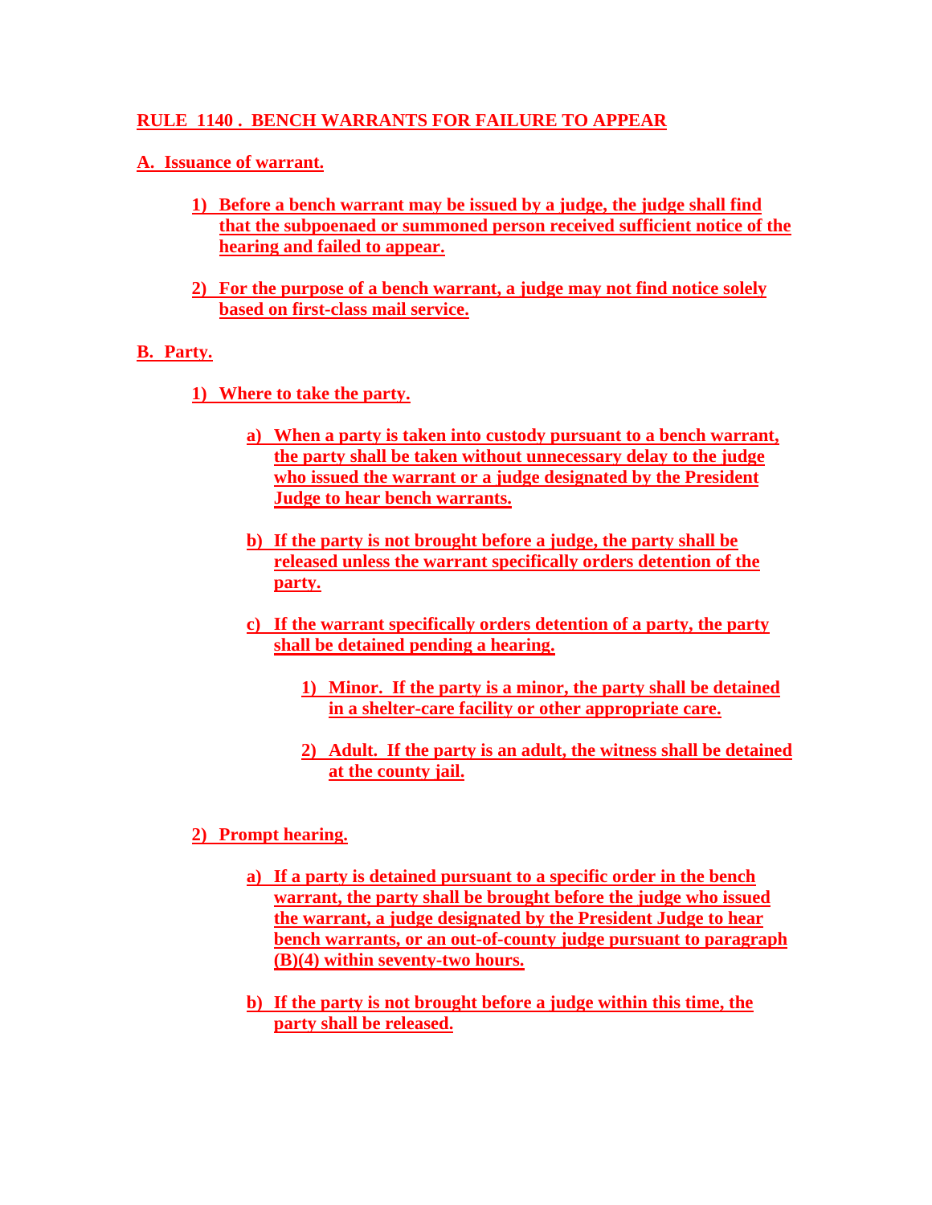## RULE 1140 . BENCH WARRANTS FOR FAILURE TO APPEAR

### A. Issuance of warrant.

1) Before a bench warrant may be issued by a judge, the judge shall find that the subpoenaed or summoned person received sufficient notice of the hearing and failed to appear.

2) For the purpose of a bench warrant, a judge may not find notice solely based on first-class mail service.

### B. Party.

1) Where to take the party.

   a) When a party is taken into custody pursuant to a bench warrant, the party shall be taken without unnecessary delay to the judge who issued the warrant or a judge designated by the President Judge to hear bench warrants.

   b) If the party is not brought before a judge, the party shall be released unless the warrant specifically orders detention of the party.

   c) If the warrant specifically orders detention of a party, the party shall be detained pending a hearing.

      1) Minor. If the party is a minor, the party shall be detained in a shelter-care facility or other appropriate care.

      2) Adult. If the party is an adult, the witness shall be detained at the county jail.

2) Prompt hearing.

   a) If a party is detained pursuant to a specific order in the bench warrant, the party shall be brought before the judge who issued the warrant, a judge designated by the President Judge to hear bench warrants, or an out-of-county judge pursuant to paragraph (B)(4) within seventy-two hours.

   b) If the party is not brought before a judge within this time, the party shall be released.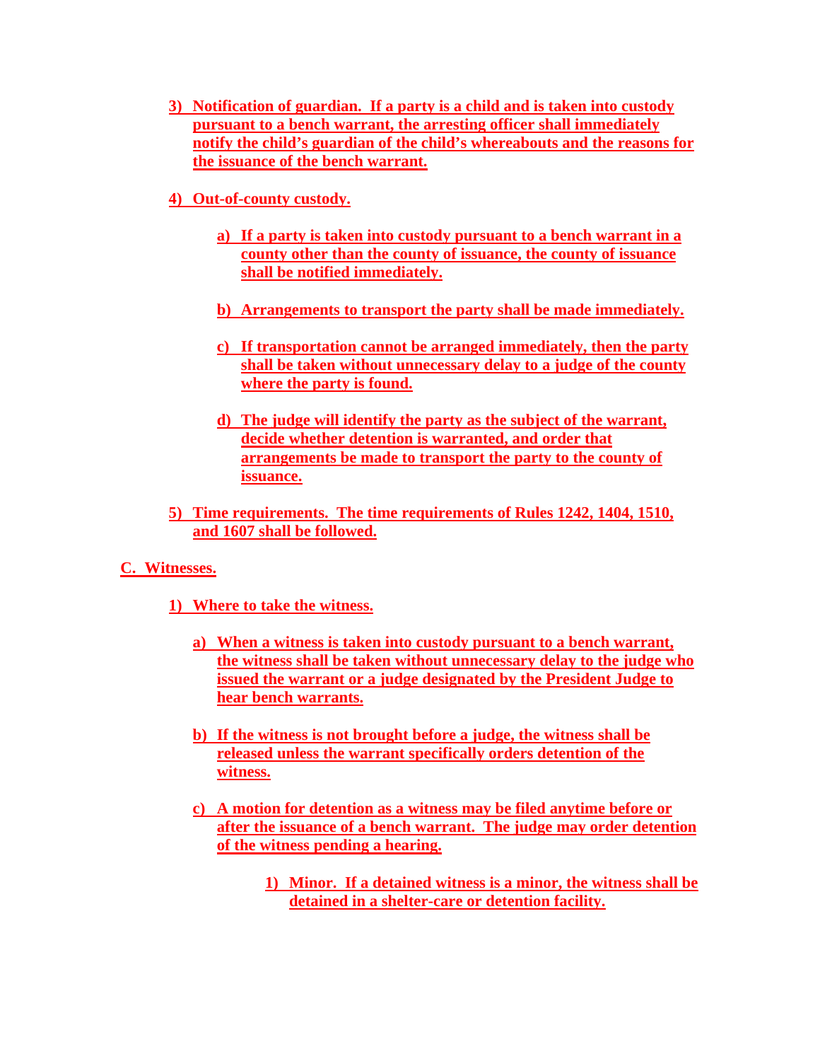3) Notification of guardian. If a party is a child and is taken into custody pursuant to a bench warrant, the arresting officer shall immediately notify the child's guardian of the child's whereabouts and the reasons for the issuance of the bench warrant.

4) Out-of-county custody.

   a) If a party is taken into custody pursuant to a bench warrant in a county other than the county of issuance, the county of issuance shall be notified immediately.

   b) Arrangements to transport the party shall be made immediately.

   c) If transportation cannot be arranged immediately, then the party shall be taken without unnecessary delay to a judge of the county where the party is found.

   d) The judge will identify the party as the subject of the warrant, decide whether detention is warranted, and order that arrangements be made to transport the party to the county of issuance.

5) Time requirements. The time requirements of Rules 1242, 1404, 1510, and 1607 shall be followed.

C. Witnesses.

1) Where to take the witness.

   a) When a witness is taken into custody pursuant to a bench warrant, the witness shall be taken without unnecessary delay to the judge who issued the warrant or a judge designated by the President Judge to hear bench warrants.

   b) If the witness is not brought before a judge, the witness shall be released unless the warrant specifically orders detention of the witness.

   c) A motion for detention as a witness may be filed anytime before or after the issuance of a bench warrant. The judge may order detention of the witness pending a hearing.

      1) Minor. If a detained witness is a minor, the witness shall be detained in a shelter-care or detention facility.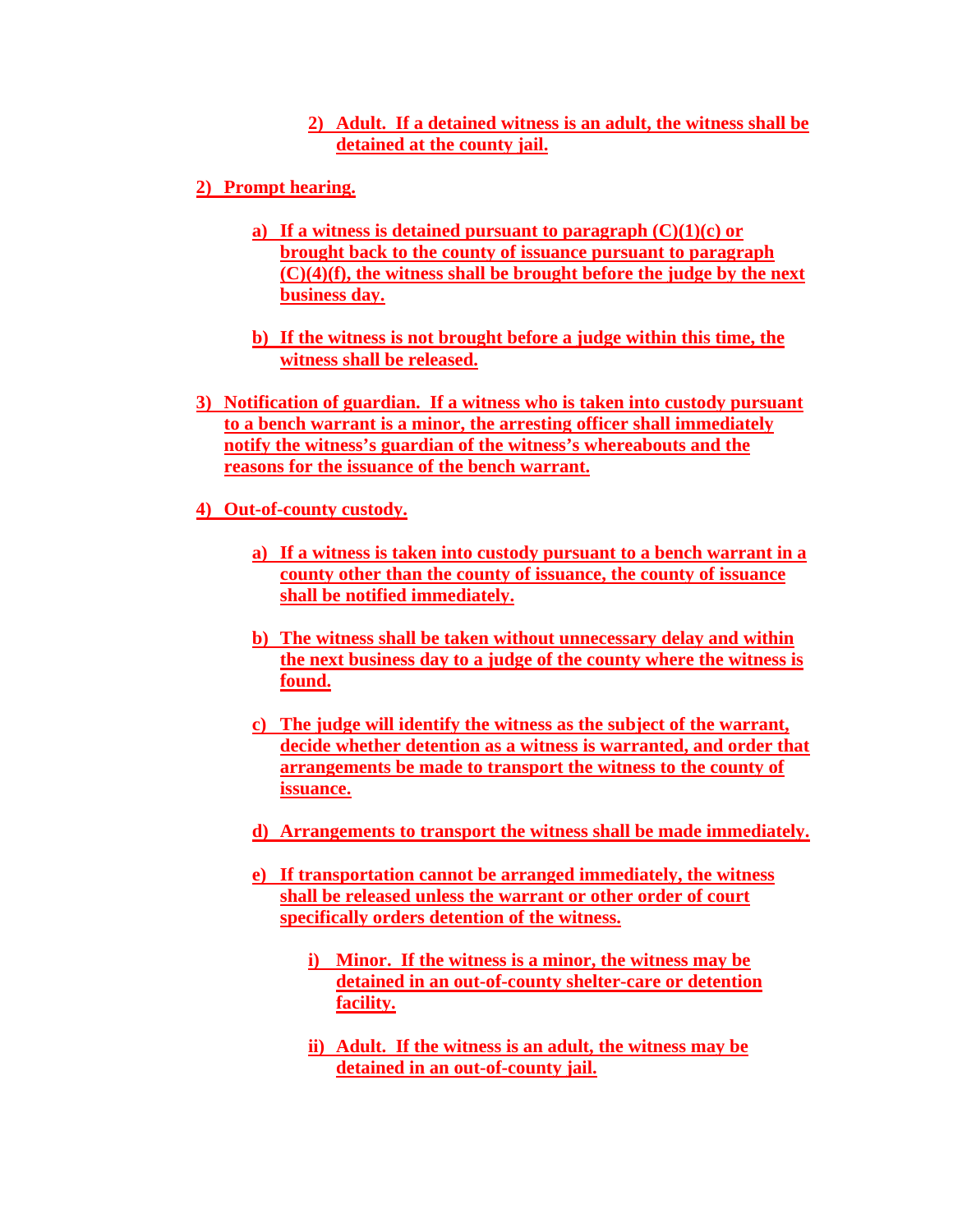2) Adult. If a detained witness is an adult, the witness shall be detained at the county jail.

2) Prompt hearing.

a) If a witness is detained pursuant to paragraph (C)(1)(c) or brought back to the county of issuance pursuant to paragraph (C)(4)(f), the witness shall be brought before the judge by the next business day.

b) If the witness is not brought before a judge within this time, the witness shall be released.

3) Notification of guardian. If a witness who is taken into custody pursuant to a bench warrant is a minor, the arresting officer shall immediately notify the witness's guardian of the witness's whereabouts and the reasons for the issuance of the bench warrant.

4) Out-of-county custody.

a) If a witness is taken into custody pursuant to a bench warrant in a county other than the county of issuance, the county of issuance shall be notified immediately.

b) The witness shall be taken without unnecessary delay and within the next business day to a judge of the county where the witness is found.

c) The judge will identify the witness as the subject of the warrant, decide whether detention as a witness is warranted, and order that arrangements be made to transport the witness to the county of issuance.

d) Arrangements to transport the witness shall be made immediately.

e) If transportation cannot be arranged immediately, the witness shall be released unless the warrant or other order of court specifically orders detention of the witness.

i) Minor. If the witness is a minor, the witness may be detained in an out-of-county shelter-care or detention facility.

ii) Adult. If the witness is an adult, the witness may be detained in an out-of-county jail.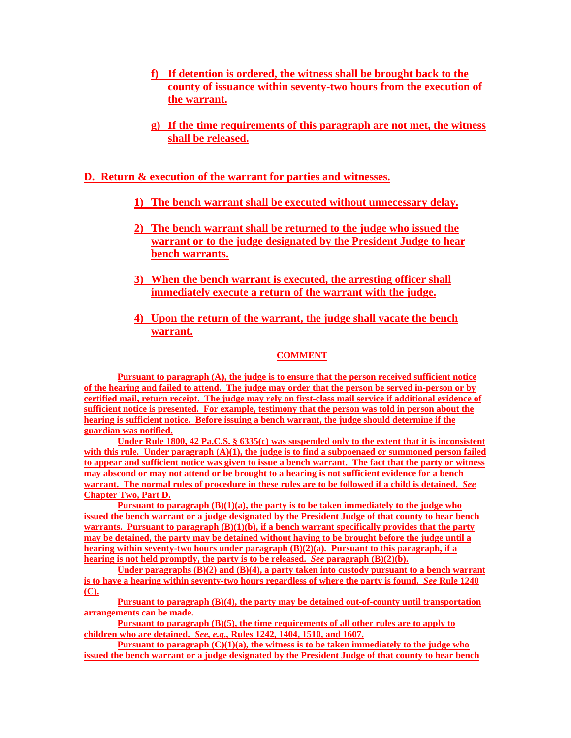f) If detention is ordered, the witness shall be brought back to the county of issuance within seventy-two hours from the execution of the warrant.

g) If the time requirements of this paragraph are not met, the witness shall be released.

**D. Return & execution of the warrant for parties and witnesses.**

1) The bench warrant shall be executed without unnecessary delay.

2) The bench warrant shall be returned to the judge who issued the warrant or to the judge designated by the President Judge to hear bench warrants.

3) When the bench warrant is executed, the arresting officer shall immediately execute a return of the warrant with the judge.

4) Upon the return of the warrant, the judge shall vacate the bench warrant.

**COMMENT**

Pursuant to paragraph (A), the judge is to ensure that the person received sufficient notice of the hearing and failed to attend. The judge may order that the person be served in-person or by certified mail, return receipt. The judge may rely on first-class mail service if additional evidence of sufficient notice is presented. For example, testimony that the person was told in person about the hearing is sufficient notice. Before issuing a bench warrant, the judge should determine if the guardian was notified.

Under Rule 1800, 42 Pa.C.S. § 6335(c) was suspended only to the extent that it is inconsistent with this rule. Under paragraph (A)(1), the judge is to find a subpoenaed or summoned person failed to appear and sufficient notice was given to issue a bench warrant. The fact that the party or witness may abscond or may not attend or be brought to a hearing is not sufficient evidence for a bench warrant. The normal rules of procedure in these rules are to be followed if a child is detained. *See* Chapter Two, Part D.

Pursuant to paragraph (B)(1)(a), the party is to be taken immediately to the judge who issued the bench warrant or a judge designated by the President Judge of that county to hear bench warrants. Pursuant to paragraph (B)(1)(b), if a bench warrant specifically provides that the party may be detained, the party may be detained without having to be brought before the judge until a hearing within seventy-two hours under paragraph (B)(2)(a). Pursuant to this paragraph, if a hearing is not held promptly, the party is to be released. *See* paragraph (B)(2)(b).

Under paragraphs (B)(2) and (B)(4), a party taken into custody pursuant to a bench warrant is to have a hearing within seventy-two hours regardless of where the party is found. *See* Rule 1240 (C).

Pursuant to paragraph (B)(4), the party may be detained out-of-county until transportation arrangements can be made.

Pursuant to paragraph (B)(5), the time requirements of all other rules are to apply to children who are detained. *See, e.g.*, Rules 1242, 1404, 1510, and 1607.

Pursuant to paragraph (C)(1)(a), the witness is to be taken immediately to the judge who issued the bench warrant or a judge designated by the President Judge of that county to hear bench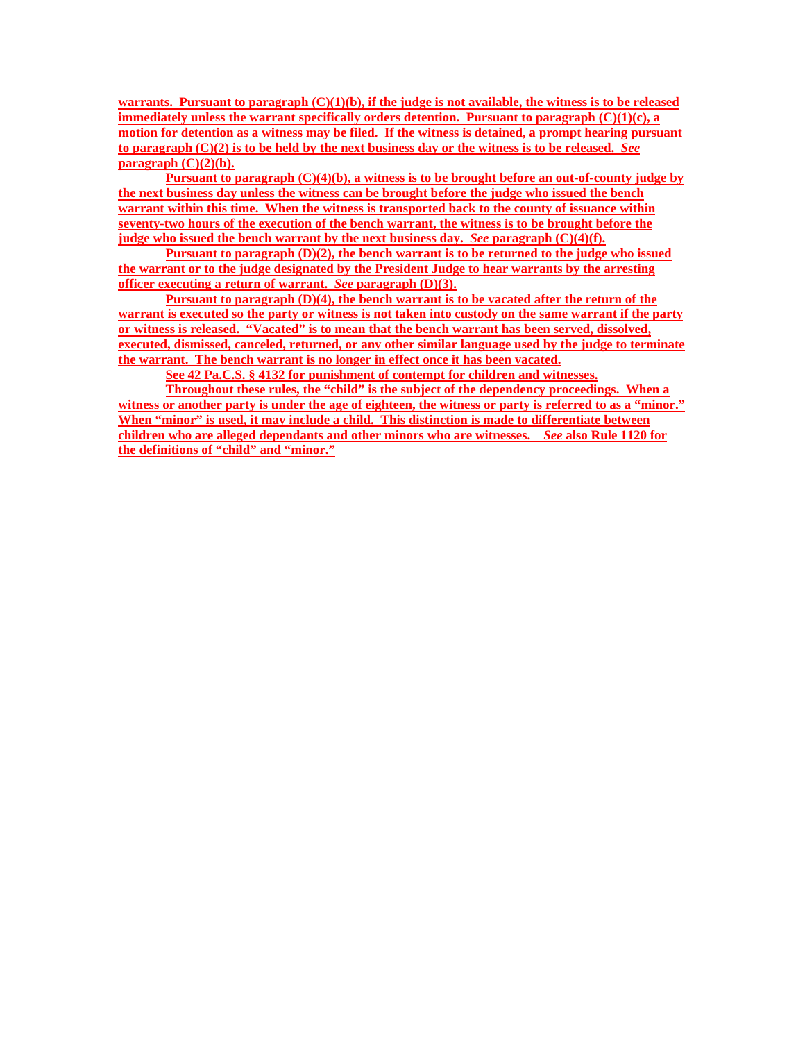**warrants. Pursuant to paragraph (C)(1)(b), if the judge is not available, the witness is to be released immediately unless the warrant specifically orders detention. Pursuant to paragraph (C)(1)(c), a motion for detention as a witness may be filed. If the witness is detained, a prompt hearing pursuant to paragraph (C)(2) is to be held by the next business day or the witness is to be released. *See* paragraph (C)(2)(b).**

**Pursuant to paragraph (C)(4)(b), a witness is to be brought before an out-of-county judge by the next business day unless the witness can be brought before the judge who issued the bench warrant within this time. When the witness is transported back to the county of issuance within seventy-two hours of the execution of the bench warrant, the witness is to be brought before the judge who issued the bench warrant by the next business day. *See* paragraph (C)(4)(f).**

**Pursuant to paragraph (D)(2), the bench warrant is to be returned to the judge who issued the warrant or to the judge designated by the President Judge to hear warrants by the arresting officer executing a return of warrant. *See* paragraph (D)(3).**

**Pursuant to paragraph (D)(4), the bench warrant is to be vacated after the return of the warrant is executed so the party or witness is not taken into custody on the same warrant if the party or witness is released. "Vacated" is to mean that the bench warrant has been served, dissolved, executed, dismissed, canceled, returned, or any other similar language used by the judge to terminate the warrant. The bench warrant is no longer in effect once it has been vacated.**

**See 42 Pa.C.S. § 4132 for punishment of contempt for children and witnesses.**

**Throughout these rules, the "child" is the subject of the dependency proceedings. When a witness or another party is under the age of eighteen, the witness or party is referred to as a "minor." When "minor" is used, it may include a child. This distinction is made to differentiate between children who are alleged dependants and other minors who are witnesses. *See* also Rule 1120 for the definitions of "child" and "minor."**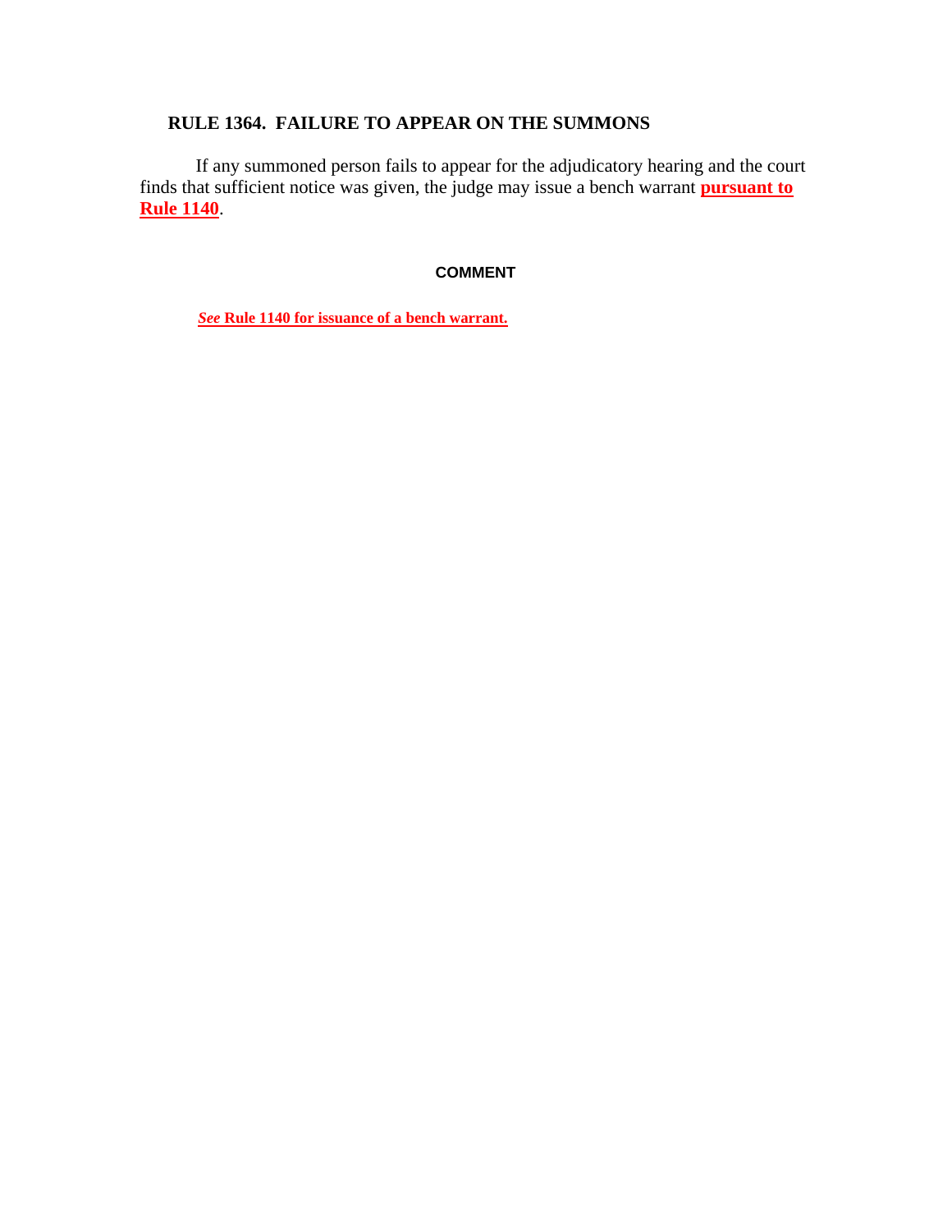## RULE 1364. FAILURE TO APPEAR ON THE SUMMONS

If any summoned person fails to appear for the adjudicatory hearing and the court finds that sufficient notice was given, the judge may issue a bench warrant **pursuant to Rule 1140**.

### COMMENT

***See* Rule 1140 for issuance of a bench warrant.**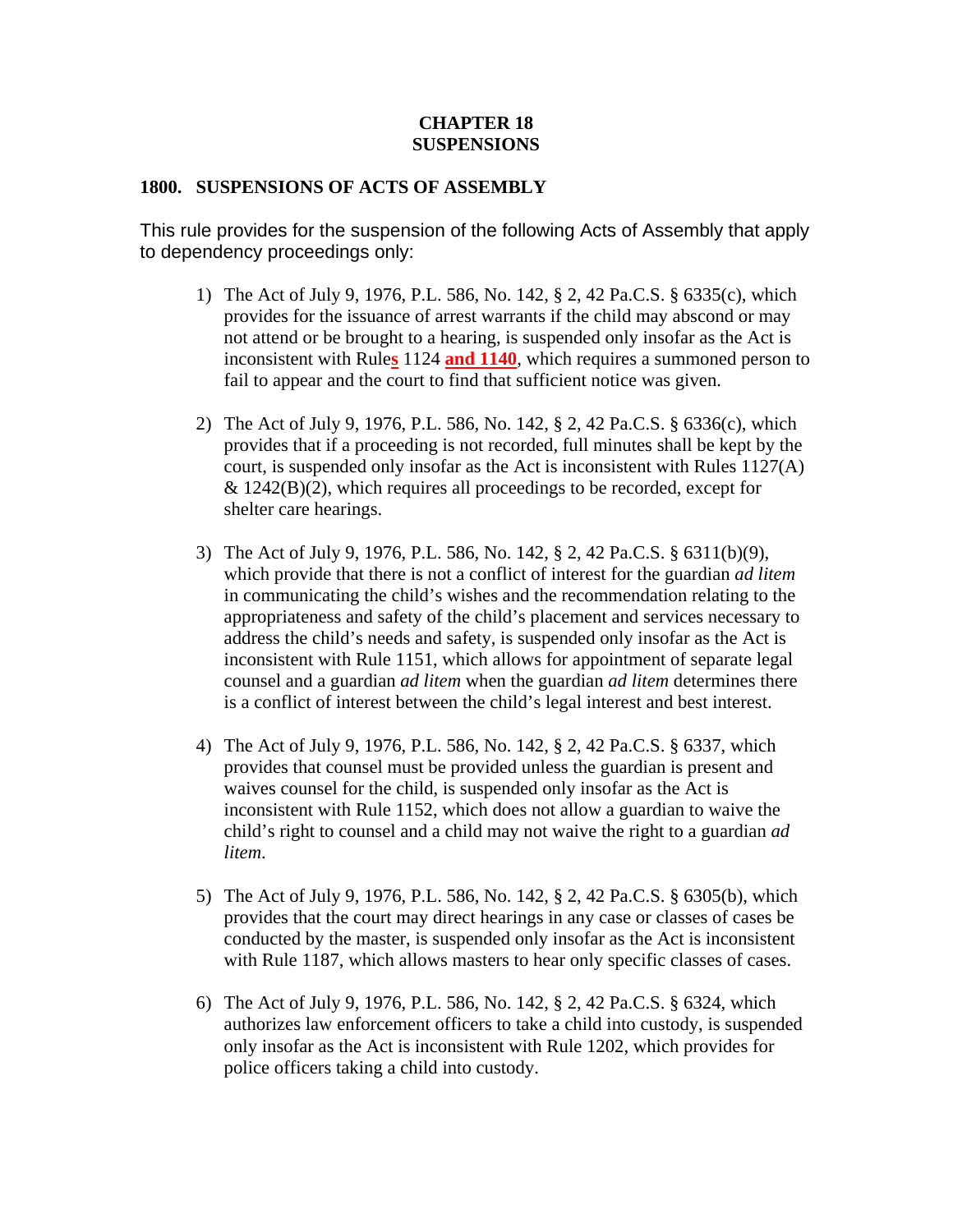# CHAPTER 18
# SUSPENSIONS

## 1800. SUSPENSIONS OF ACTS OF ASSEMBLY

This rule provides for the suspension of the following Acts of Assembly that apply to dependency proceedings only:

1) The Act of July 9, 1976, P.L. 586, No. 142, § 2, 42 Pa.C.S. § 6335(c), which provides for the issuance of arrest warrants if the child may abscond or may not attend or be brought to a hearing, is suspended only insofar as the Act is inconsistent with Rule**s** 1124 **and 1140**, which requires a summoned person to fail to appear and the court to find that sufficient notice was given.

2) The Act of July 9, 1976, P.L. 586, No. 142, § 2, 42 Pa.C.S. § 6336(c), which provides that if a proceeding is not recorded, full minutes shall be kept by the court, is suspended only insofar as the Act is inconsistent with Rules 1127(A) & 1242(B)(2), which requires all proceedings to be recorded, except for shelter care hearings.

3) The Act of July 9, 1976, P.L. 586, No. 142, § 2, 42 Pa.C.S. § 6311(b)(9), which provide that there is not a conflict of interest for the guardian *ad litem* in communicating the child's wishes and the recommendation relating to the appropriateness and safety of the child's placement and services necessary to address the child's needs and safety, is suspended only insofar as the Act is inconsistent with Rule 1151, which allows for appointment of separate legal counsel and a guardian *ad litem* when the guardian *ad litem* determines there is a conflict of interest between the child's legal interest and best interest.

4) The Act of July 9, 1976, P.L. 586, No. 142, § 2, 42 Pa.C.S. § 6337, which provides that counsel must be provided unless the guardian is present and waives counsel for the child, is suspended only insofar as the Act is inconsistent with Rule 1152, which does not allow a guardian to waive the child's right to counsel and a child may not waive the right to a guardian *ad litem*.

5) The Act of July 9, 1976, P.L. 586, No. 142, § 2, 42 Pa.C.S. § 6305(b), which provides that the court may direct hearings in any case or classes of cases be conducted by the master, is suspended only insofar as the Act is inconsistent with Rule 1187, which allows masters to hear only specific classes of cases.

6) The Act of July 9, 1976, P.L. 586, No. 142, § 2, 42 Pa.C.S. § 6324, which authorizes law enforcement officers to take a child into custody, is suspended only insofar as the Act is inconsistent with Rule 1202, which provides for police officers taking a child into custody.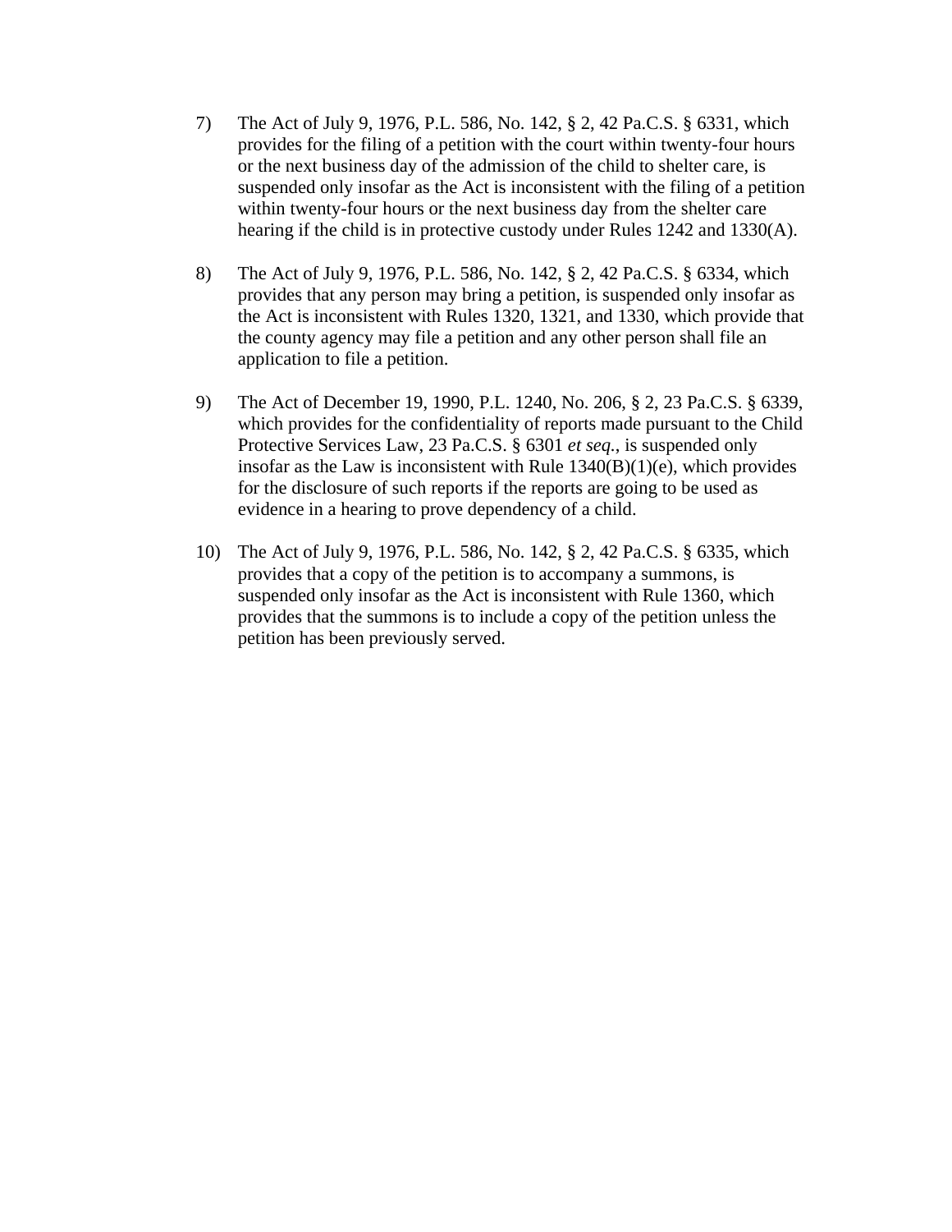7) The Act of July 9, 1976, P.L. 586, No. 142, § 2, 42 Pa.C.S. § 6331, which provides for the filing of a petition with the court within twenty-four hours or the next business day of the admission of the child to shelter care, is suspended only insofar as the Act is inconsistent with the filing of a petition within twenty-four hours or the next business day from the shelter care hearing if the child is in protective custody under Rules 1242 and 1330(A).

8) The Act of July 9, 1976, P.L. 586, No. 142, § 2, 42 Pa.C.S. § 6334, which provides that any person may bring a petition, is suspended only insofar as the Act is inconsistent with Rules 1320, 1321, and 1330, which provide that the county agency may file a petition and any other person shall file an application to file a petition.

9) The Act of December 19, 1990, P.L. 1240, No. 206, § 2, 23 Pa.C.S. § 6339, which provides for the confidentiality of reports made pursuant to the Child Protective Services Law, 23 Pa.C.S. § 6301 *et seq.*, is suspended only insofar as the Law is inconsistent with Rule 1340(B)(1)(e), which provides for the disclosure of such reports if the reports are going to be used as evidence in a hearing to prove dependency of a child.

10) The Act of July 9, 1976, P.L. 586, No. 142, § 2, 42 Pa.C.S. § 6335, which provides that a copy of the petition is to accompany a summons, is suspended only insofar as the Act is inconsistent with Rule 1360, which provides that the summons is to include a copy of the petition unless the petition has been previously served.